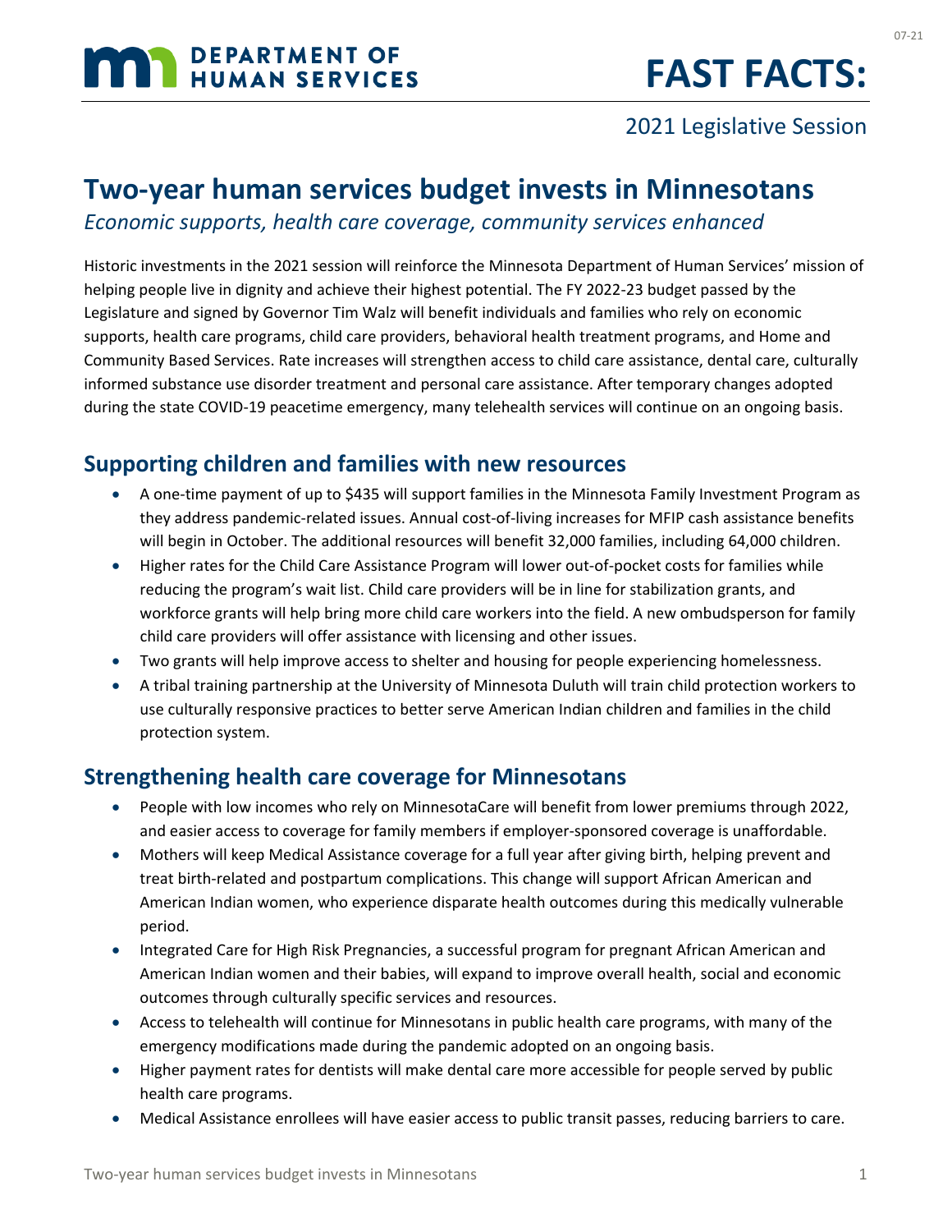# DEPARTMENT OF HUMAN SERVICES

# FAST FACTS:

2021 Legislative Session

## Two-year human services budget invests in Minnesotans

*Economic supports, health care coverage, community services enhanced*

Historic investments in the 2021 session will reinforce the Minnesota Department of Human Services' mission of helping people live in dignity and achieve their highest potential. The FY 2022-23 budget passed by the Legislature and signed by Governor Tim Walz will benefit individuals and families who rely on economic supports, health care programs, child care providers, behavioral health treatment programs, and Home and Community Based Services. Rate increases will strengthen access to child care assistance, dental care, culturally informed substance use disorder treatment and personal care assistance. After temporary changes adopted during the state COVID-19 peacetime emergency, many telehealth services will continue on an ongoing basis.

## Supporting children and families with new resources

- A one-time payment of up to $435 will support families in the Minnesota Family Investment Program as they address pandemic-related issues. Annual cost-of-living increases for MFIP cash assistance benefits will begin in October. The additional resources will benefit 32,000 families, including 64,000 children.
- Higher rates for the Child Care Assistance Program will lower out-of-pocket costs for families while reducing the program's wait list. Child care providers will be in line for stabilization grants, and workforce grants will help bring more child care workers into the field. A new ombudsperson for family child care providers will offer assistance with licensing and other issues.
- Two grants will help improve access to shelter and housing for people experiencing homelessness.
- A tribal training partnership at the University of Minnesota Duluth will train child protection workers to use culturally responsive practices to better serve American Indian children and families in the child protection system.

## Strengthening health care coverage for Minnesotans

- People with low incomes who rely on MinnesotaCare will benefit from lower premiums through 2022, and easier access to coverage for family members if employer-sponsored coverage is unaffordable.
- Mothers will keep Medical Assistance coverage for a full year after giving birth, helping prevent and treat birth-related and postpartum complications. This change will support African American and American Indian women, who experience disparate health outcomes during this medically vulnerable period.
- Integrated Care for High Risk Pregnancies, a successful program for pregnant African American and American Indian women and their babies, will expand to improve overall health, social and economic outcomes through culturally specific services and resources.
- Access to telehealth will continue for Minnesotans in public health care programs, with many of the emergency modifications made during the pandemic adopted on an ongoing basis.
- Higher payment rates for dentists will make dental care more accessible for people served by public health care programs.
- Medical Assistance enrollees will have easier access to public transit passes, reducing barriers to care.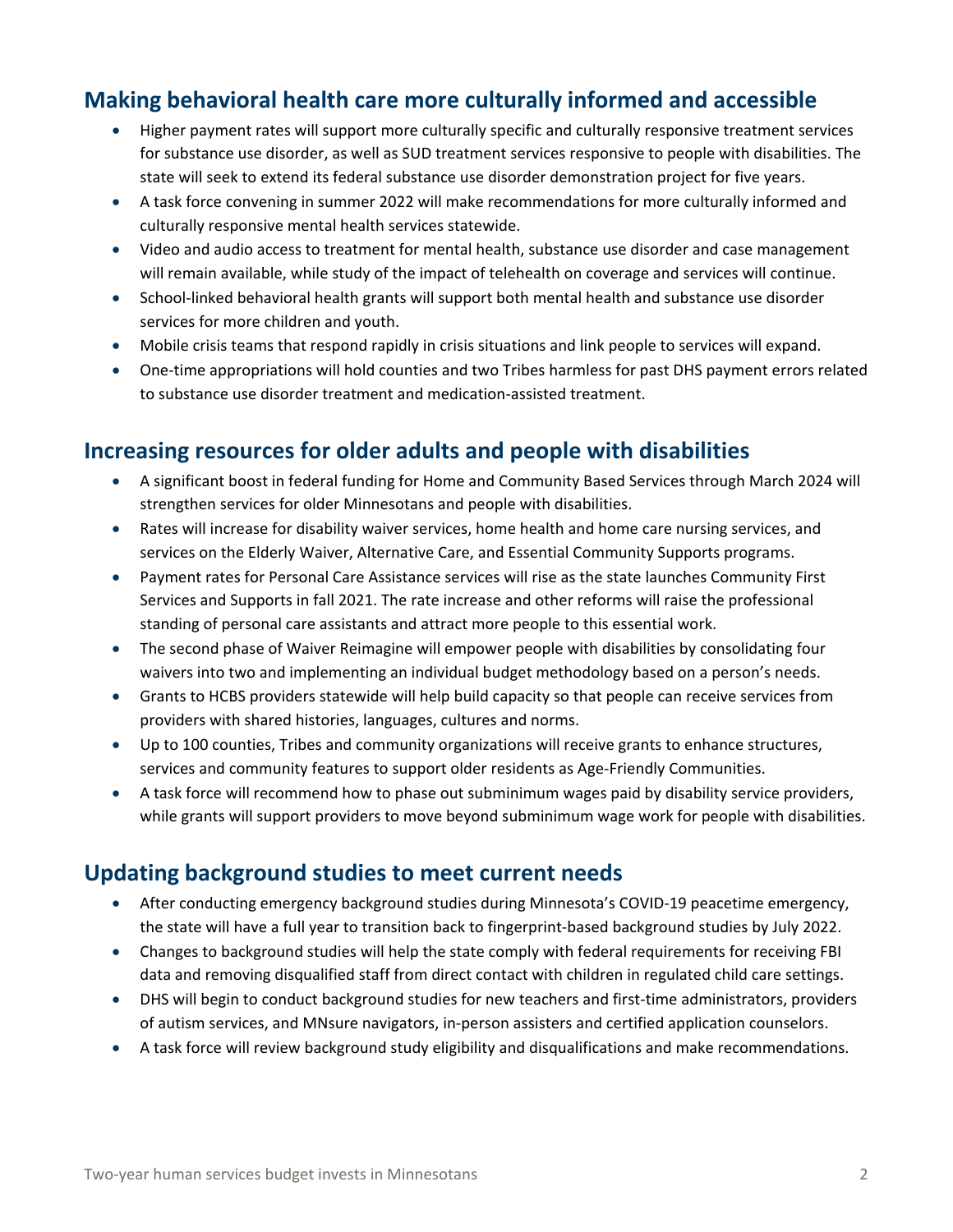## Making behavioral health care more culturally informed and accessible

- Higher payment rates will support more culturally specific and culturally responsive treatment services for substance use disorder, as well as SUD treatment services responsive to people with disabilities. The state will seek to extend its federal substance use disorder demonstration project for five years.
- A task force convening in summer 2022 will make recommendations for more culturally informed and culturally responsive mental health services statewide.
- Video and audio access to treatment for mental health, substance use disorder and case management will remain available, while study of the impact of telehealth on coverage and services will continue.
- School-linked behavioral health grants will support both mental health and substance use disorder services for more children and youth.
- Mobile crisis teams that respond rapidly in crisis situations and link people to services will expand.
- One-time appropriations will hold counties and two Tribes harmless for past DHS payment errors related to substance use disorder treatment and medication-assisted treatment.

## Increasing resources for older adults and people with disabilities

- A significant boost in federal funding for Home and Community Based Services through March 2024 will strengthen services for older Minnesotans and people with disabilities.
- Rates will increase for disability waiver services, home health and home care nursing services, and services on the Elderly Waiver, Alternative Care, and Essential Community Supports programs.
- Payment rates for Personal Care Assistance services will rise as the state launches Community First Services and Supports in fall 2021. The rate increase and other reforms will raise the professional standing of personal care assistants and attract more people to this essential work.
- The second phase of Waiver Reimagine will empower people with disabilities by consolidating four waivers into two and implementing an individual budget methodology based on a person's needs.
- Grants to HCBS providers statewide will help build capacity so that people can receive services from providers with shared histories, languages, cultures and norms.
- Up to 100 counties, Tribes and community organizations will receive grants to enhance structures, services and community features to support older residents as Age-Friendly Communities.
- A task force will recommend how to phase out subminimum wages paid by disability service providers, while grants will support providers to move beyond subminimum wage work for people with disabilities.

## Updating background studies to meet current needs

- After conducting emergency background studies during Minnesota's COVID-19 peacetime emergency, the state will have a full year to transition back to fingerprint-based background studies by July 2022.
- Changes to background studies will help the state comply with federal requirements for receiving FBI data and removing disqualified staff from direct contact with children in regulated child care settings.
- DHS will begin to conduct background studies for new teachers and first-time administrators, providers of autism services, and MNsure navigators, in-person assisters and certified application counselors.
- A task force will review background study eligibility and disqualifications and make recommendations.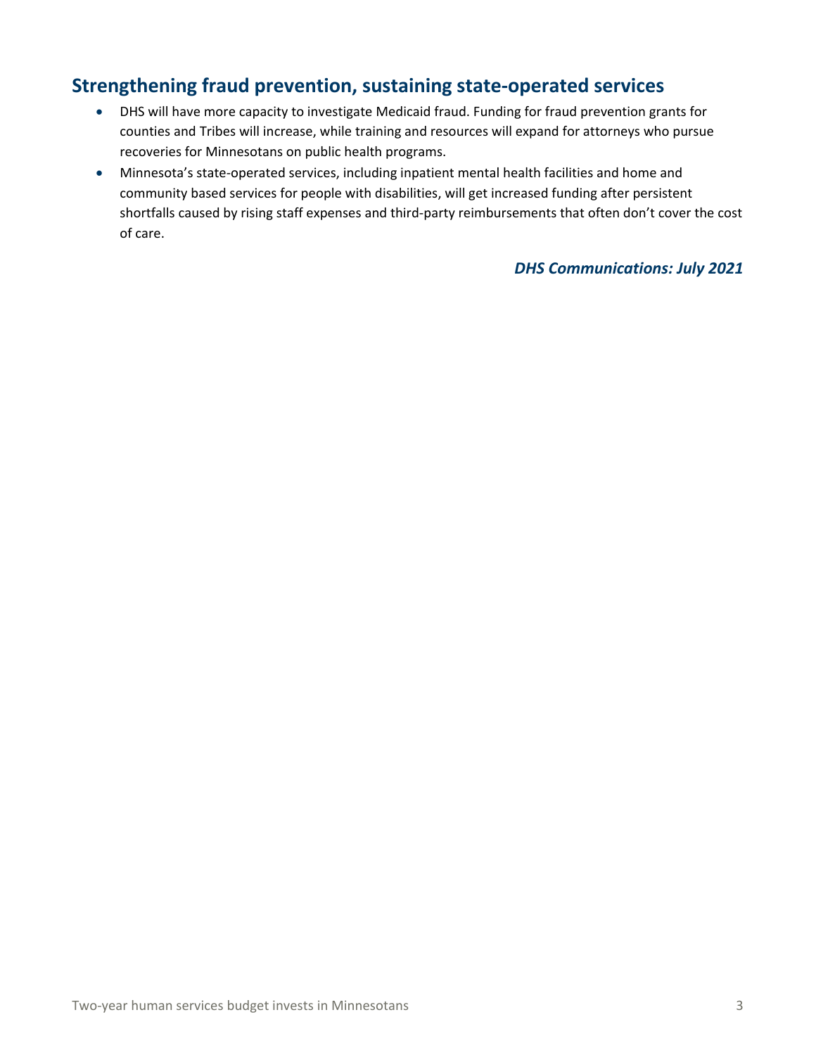## Strengthening fraud prevention, sustaining state-operated services

- DHS will have more capacity to investigate Medicaid fraud. Funding for fraud prevention grants for counties and Tribes will increase, while training and resources will expand for attorneys who pursue recoveries for Minnesotans on public health programs.
- Minnesota's state-operated services, including inpatient mental health facilities and home and community based services for people with disabilities, will get increased funding after persistent shortfalls caused by rising staff expenses and third-party reimbursements that often don't cover the cost of care.

***DHS Communications: July 2021***